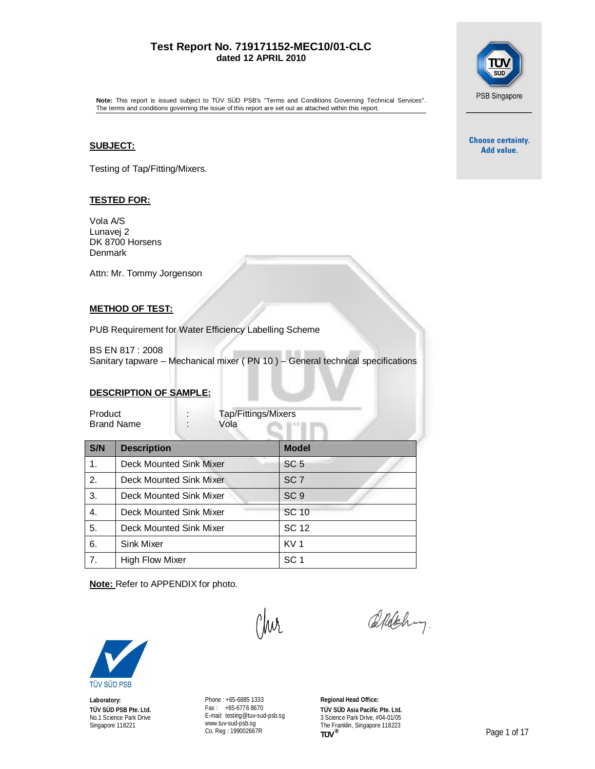# Test Report No. 719171152-MEC10/01-CLC
**dated 12 APRIL 2010**

**Note:** This report is issued subject to TÜV SÜD PSB's "Terms and Conditions Governing Technical Services". The terms and conditions governing the issue of this report are set out as attached within this report.

PSB Singapore

Choose certainty. Add value.

## SUBJECT:

Testing of Tap/Fitting/Mixers.

## TESTED FOR:

Vola A/S
Lunavej 2
DK 8700 Horsens
Denmark

Attn: Mr. Tommy Jorgenson

## METHOD OF TEST:

PUB Requirement for Water Efficiency Labelling Scheme

BS EN 817 : 2008
Sanitary tapware – Mechanical mixer ( PN 10 ) – General technical specifications

## DESCRIPTION OF SAMPLE:

| | | |
|---|---|---|
| Product | : | Tap/Fittings/Mixers |
| Brand Name | : | Vola |

| S/N | Description | Model |
|---|---|---|
| 1. | Deck Mounted Sink Mixer | SC 5 |
| 2. | Deck Mounted Sink Mixer | SC 7 |
| 3. | Deck Mounted Sink Mixer | SC 9 |
| 4. | Deck Mounted Sink Mixer | SC 10 |
| 5. | Deck Mounted Sink Mixer | SC 12 |
| 6. | Sink Mixer | KV 1 |
| 7. | High Flow Mixer | SC 1 |

**Note:** Refer to APPENDIX for photo.

TÜV SÜD PSB

**Laboratory:**
**TÜV SÜD PSB Pte. Ltd.**
No.1 Science Park Drive
Singapore 118221

Phone : +65-6885 1333
Fax : +65-6776 8670
E-mail: testing@tuv-sud-psb.sg
www.tuv-sud-psb.sg
Co. Reg : 199002667R

**Regional Head Office:**
**TÜV SÜD Asia Pacific Pte. Ltd.**
3 Science Park Drive, #04-01/05
The Franklin, Singapore 118223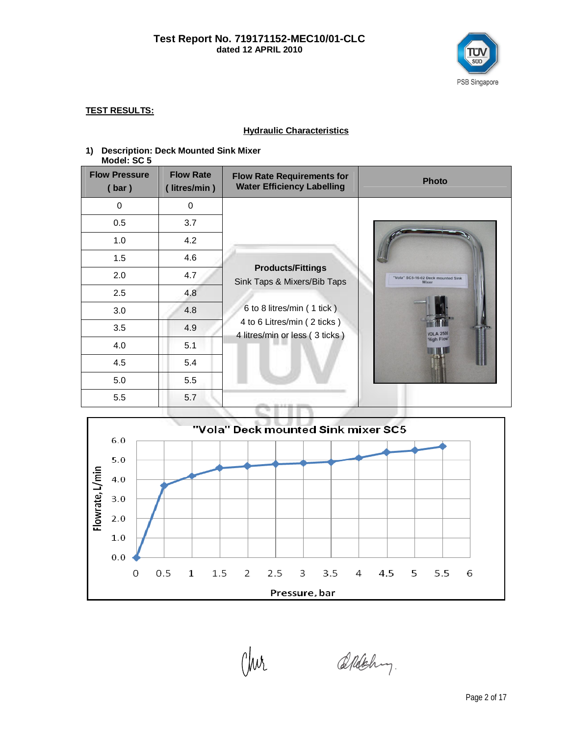Test Report No. 719171152-MEC10/01-CLC
dated 12 APRIL 2010

**TEST RESULTS:**

## Hydraulic Characteristics

**1) Description: Deck Mounted Sink Mixer**
**Model: SC 5**

| Flow Pressure ( bar ) | Flow Rate ( litres/min ) | Flow Rate Requirements for Water Efficiency Labelling | Photo |
|---|---|---|---|
| 0 | 0 | **Products/Fittings** Sink Taps & Mixers/Bib Taps<br>6 to 8 litres/min ( 1 tick )<br>4 to 6 Litres/min ( 2 ticks )<br>4 litres/min or less ( 3 ticks ) | |
| 0.5 | 3.7 | | |
| 1.0 | 4.2 | | |
| 1.5 | 4.6 | | |
| 2.0 | 4.7 | | |
| 2.5 | 4.8 | | |
| 3.0 | 4.8 | | |
| 3.5 | 4.9 | | |
| 4.0 | 5.1 | | |
| 4.5 | 5.4 | | |
| 5.0 | 5.5 | | |
| 5.5 | 5.7 | | |

"Vola" Deck mounted Sink mixer SC5

(Chart: Flowrate, L/min vs. Pressure, bar)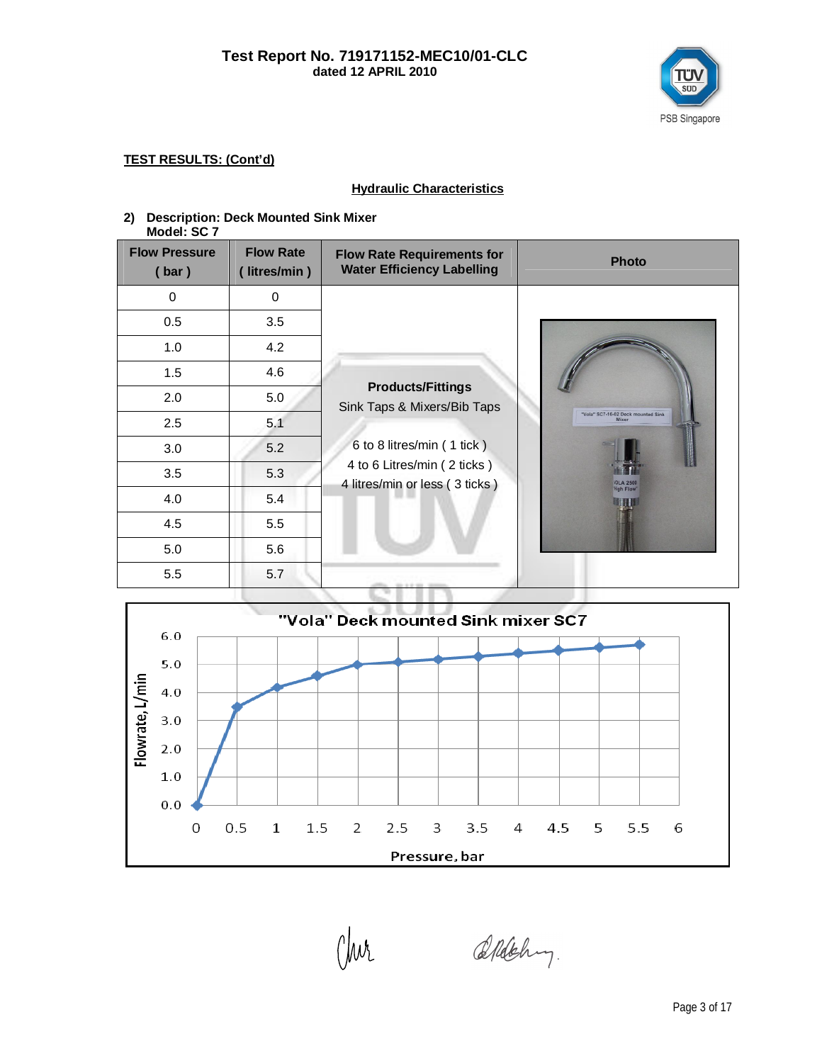**Test Report No. 719171152-MEC10/01-CLC**
**dated 12 APRIL 2010**

**TEST RESULTS: (Cont'd)**

**Hydraulic Characteristics**

**2) Description: Deck Mounted Sink Mixer**
**Model: SC 7**

| Flow Pressure ( bar ) | Flow Rate ( litres/min ) | Flow Rate Requirements for Water Efficiency Labelling | Photo |
|---|---|---|---|
| 0 | 0 | **Products/Fittings** Sink Taps & Mixers/Bib Taps<br>6 to 8 litres/min ( 1 tick )<br>4 to 6 Litres/min ( 2 ticks )<br>4 litres/min or less ( 3 ticks ) | |
| 0.5 | 3.5 | | |
| 1.0 | 4.2 | | |
| 1.5 | 4.6 | | |
| 2.0 | 5.0 | | |
| 2.5 | 5.1 | | |
| 3.0 | 5.2 | | |
| 3.5 | 5.3 | | |
| 4.0 | 5.4 | | |
| 4.5 | 5.5 | | |
| 5.0 | 5.6 | | |
| 5.5 | 5.7 | | |

**"Vola" Deck mounted Sink mixer SC7**

(Chart: Flowrate, L/min vs. Pressure, bar)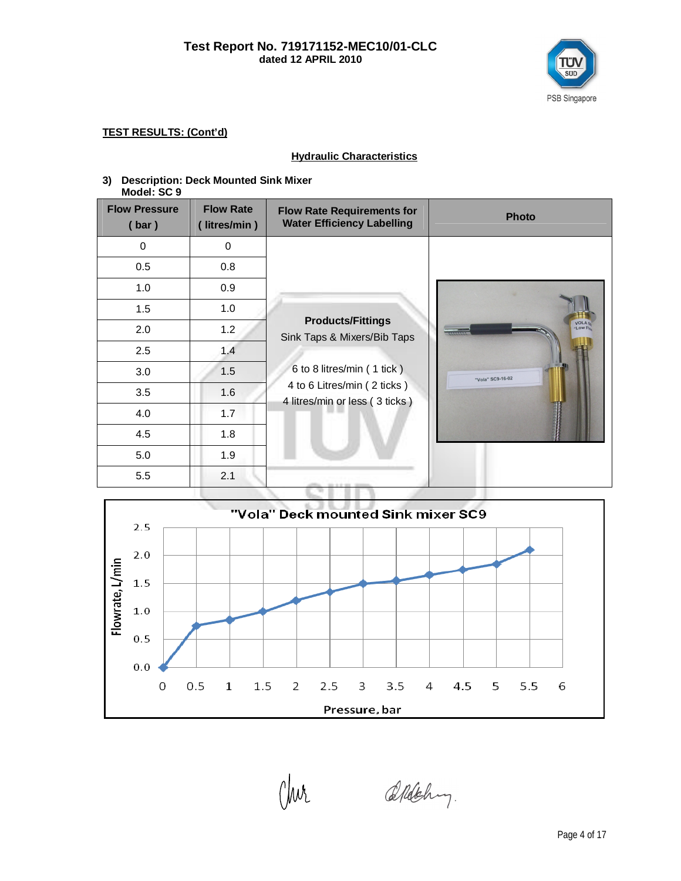Test Report No. 719171152-MEC10/01-CLC
dated 12 APRIL 2010

**TEST RESULTS: (Cont'd)**

**Hydraulic Characteristics**

**3) Description: Deck Mounted Sink Mixer**
**Model: SC 9**

| Flow Pressure ( bar ) | Flow Rate ( litres/min ) | Flow Rate Requirements for Water Efficiency Labelling | Photo |
|---|---|---|---|
| 0 | 0 | **Products/Fittings** Sink Taps & Mixers/Bib Taps<br><br>6 to 8 litres/min ( 1 tick )<br>4 to 6 Litres/min ( 2 ticks )<br>4 litres/min or less ( 3 ticks ) | |
| 0.5 | 0.8 | | |
| 1.0 | 0.9 | | |
| 1.5 | 1.0 | | |
| 2.0 | 1.2 | | |
| 2.5 | 1.4 | | |
| 3.0 | 1.5 | | |
| 3.5 | 1.6 | | |
| 4.0 | 1.7 | | |
| 4.5 | 1.8 | | |
| 5.0 | 1.9 | | |
| 5.5 | 2.1 | | |

"Vola" Deck mounted Sink mixer SC9

Flowrate, L/min vs. Pressure, bar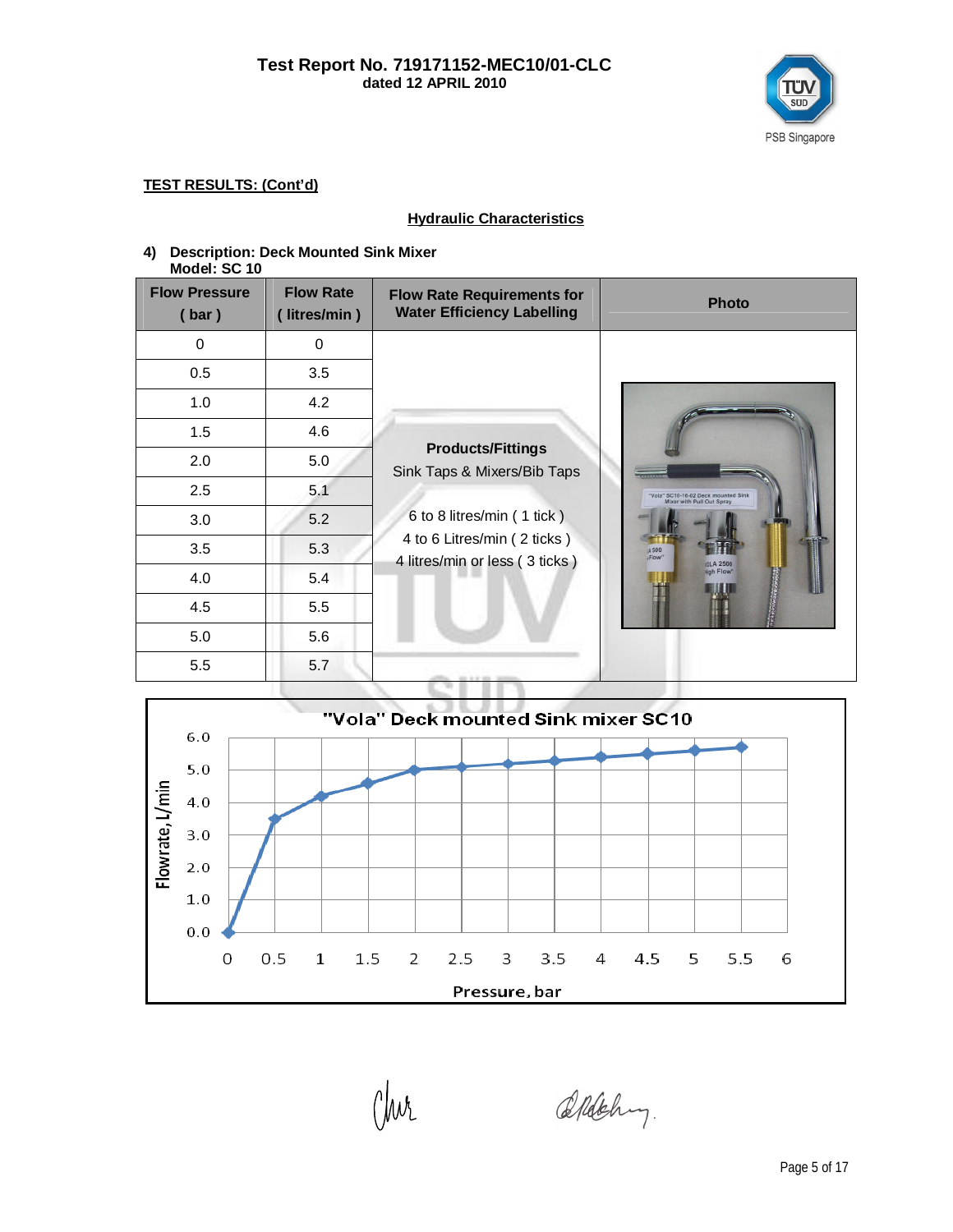**Test Report No. 719171152-MEC10/01-CLC**
**dated 12 APRIL 2010**

**TEST RESULTS: (Cont'd)**

**Hydraulic Characteristics**

**4) Description: Deck Mounted Sink Mixer**
**Model: SC 10**

| Flow Pressure ( bar ) | Flow Rate ( litres/min ) | Flow Rate Requirements for Water Efficiency Labelling | Photo |
|---|---|---|---|
| 0 | 0 | **Products/Fittings**<br>Sink Taps & Mixers/Bib Taps<br><br>6 to 8 litres/min ( 1 tick )<br>4 to 6 Litres/min ( 2 ticks )<br>4 litres/min or less ( 3 ticks ) | |
| 0.5 | 3.5 | | |
| 1.0 | 4.2 | | |
| 1.5 | 4.6 | | |
| 2.0 | 5.0 | | |
| 2.5 | 5.1 | | |
| 3.0 | 5.2 | | |
| 3.5 | 5.3 | | |
| 4.0 | 5.4 | | |
| 4.5 | 5.5 | | |
| 5.0 | 5.6 | | |
| 5.5 | 5.7 | | |

"Vola" Deck mounted Sink mixer SC10

(Chart: Flowrate, L/min vs. Pressure, bar)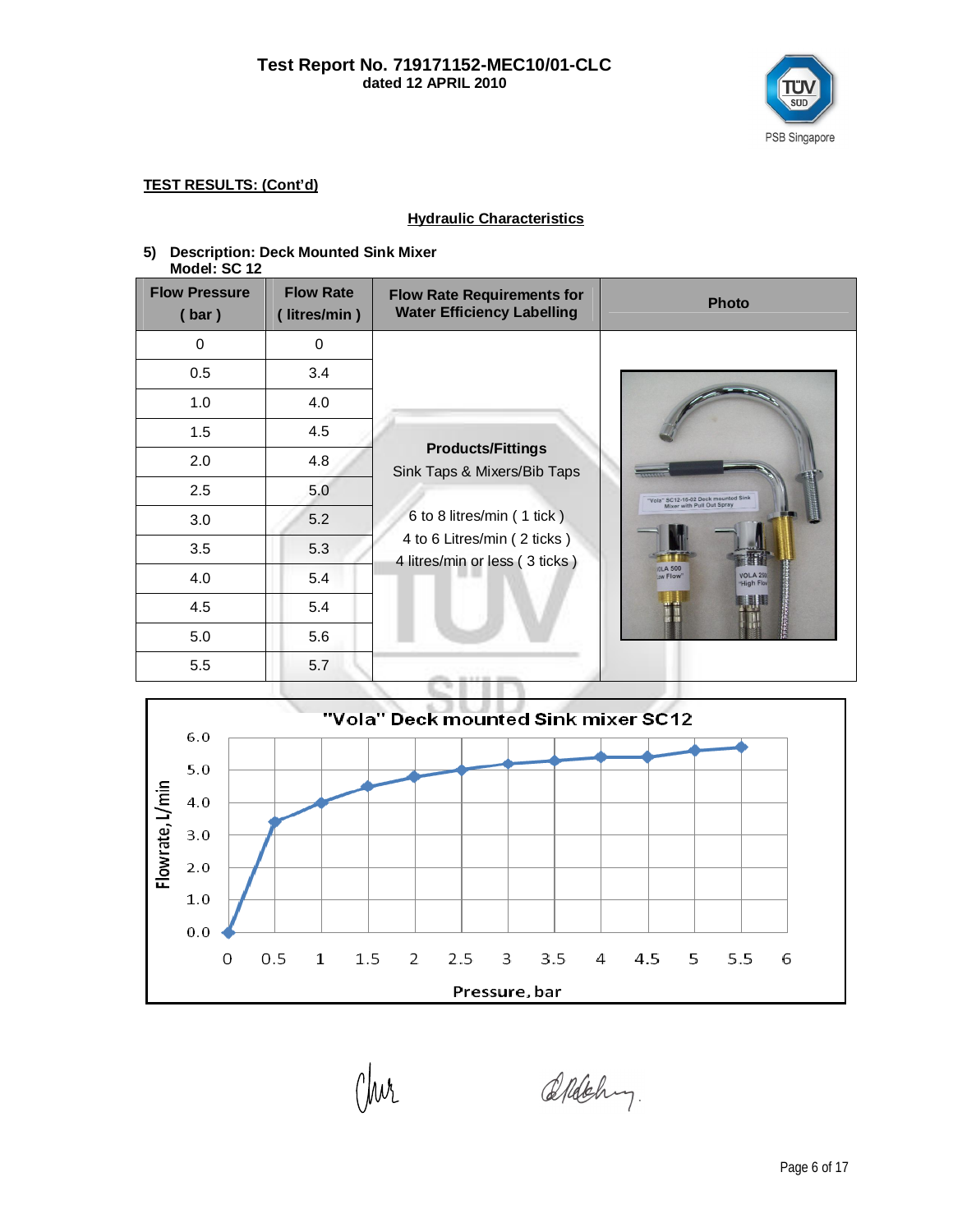**TEST RESULTS: (Cont'd)**

**Hydraulic Characteristics**

**5) Description: Deck Mounted Sink Mixer**
**Model: SC 12**

| Flow Pressure ( bar ) | Flow Rate ( litres/min ) | Flow Rate Requirements for Water Efficiency Labelling | Photo |
|---|---|---|---|
| 0 | 0 | **Products/Fittings** Sink Taps & Mixers/Bib Taps 6 to 8 litres/min ( 1 tick ) 4 to 6 Litres/min ( 2 ticks ) 4 litres/min or less ( 3 ticks ) | |
| 0.5 | 3.4 | | |
| 1.0 | 4.0 | | |
| 1.5 | 4.5 | | |
| 2.0 | 4.8 | | |
| 2.5 | 5.0 | | |
| 3.0 | 5.2 | | |
| 3.5 | 5.3 | | |
| 4.0 | 5.4 | | |
| 4.5 | 5.4 | | |
| 5.0 | 5.6 | | |
| 5.5 | 5.7 | | |

"Vola" Deck mounted Sink mixer SC12

(Chart: Flowrate, L/min vs Pressure, bar)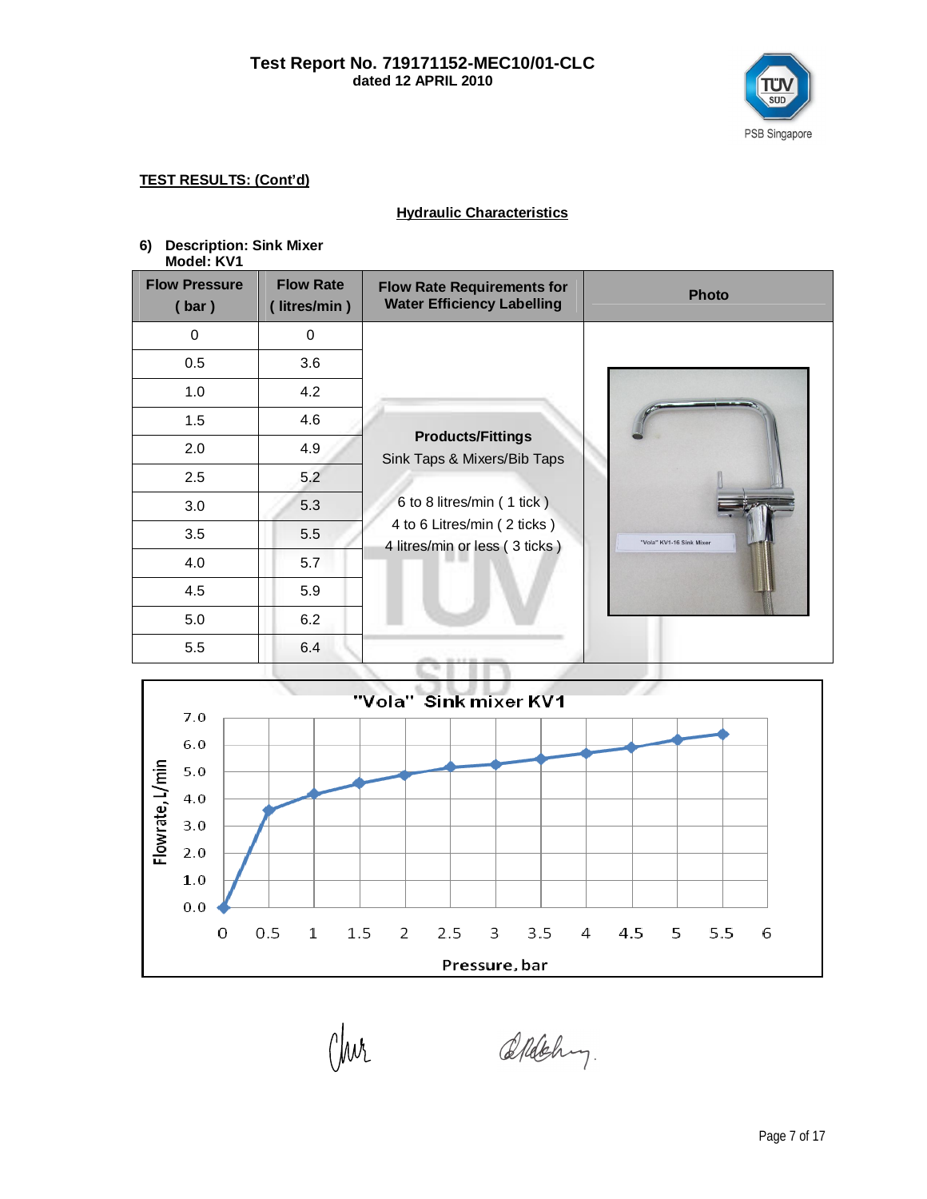**TEST RESULTS: (Cont'd)**

**Hydraulic Characteristics**

**6) Description: Sink Mixer**
**Model: KV1**

| Flow Pressure ( bar ) | Flow Rate ( litres/min ) | Flow Rate Requirements for Water Efficiency Labelling | Photo |
|---|---|---|---|
| 0 | 0 | **Products/Fittings**<br>Sink Taps & Mixers/Bib Taps<br><br>6 to 8 litres/min ( 1 tick )<br>4 to 6 Litres/min ( 2 ticks )<br>4 litres/min or less ( 3 ticks ) | "Vola" KV1-16 Sink Mixer |
| 0.5 | 3.6 | | |
| 1.0 | 4.2 | | |
| 1.5 | 4.6 | | |
| 2.0 | 4.9 | | |
| 2.5 | 5.2 | | |
| 3.0 | 5.3 | | |
| 3.5 | 5.5 | | |
| 4.0 | 5.7 | | |
| 4.5 | 5.9 | | |
| 5.0 | 6.2 | | |
| 5.5 | 6.4 | | |

"Vola" Sink mixer KV1

(Chart: Flowrate, L/min vs. Pressure, bar)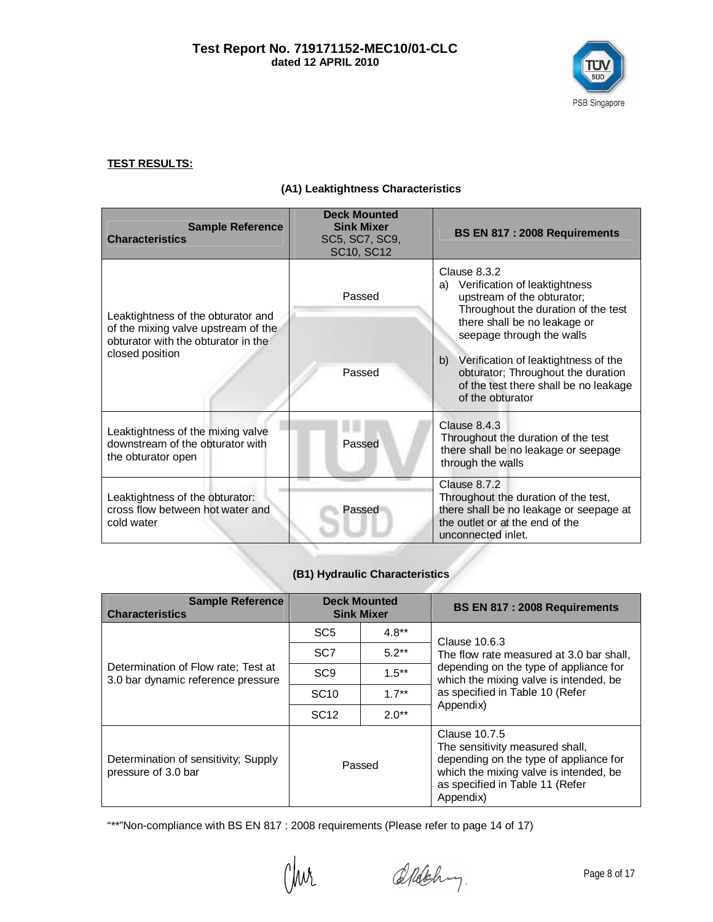**TEST RESULTS:**

### (A1) Leaktightness Characteristics

| Sample Reference / Characteristics | Deck Mounted Sink Mixer SC5, SC7, SC9, SC10, SC12 | BS EN 817 : 2008 Requirements |
|---|---|---|
| Leaktightness of the obturator and of the mixing valve upstream of the obturator with the obturator in the closed position | Passed | Clause 8.3.2 a) Verification of leaktightness upstream of the obturator; Throughout the duration of the test there shall be no leakage or seepage through the walls |
| | Passed | b) Verification of leaktightness of the obturator; Throughout the duration of the test there shall be no leakage of the obturator |
| Leaktightness of the mixing valve downstream of the obturator with the obturator open | Passed | Clause 8.4.3 Throughout the duration of the test there shall be no leakage or seepage through the walls |
| Leaktightness of the obturator: cross flow between hot water and cold water | Passed | Clause 8.7.2 Throughout the duration of the test, there shall be no leakage or seepage at the outlet or at the end of the unconnected inlet. |

### (B1) Hydraulic Characteristics

| Sample Reference / Characteristics | Deck Mounted Sink Mixer | | BS EN 817 : 2008 Requirements |
|---|---|---|---|
| Determination of Flow rate; Test at 3.0 bar dynamic reference pressure | SC5 | 4.8** | Clause 10.6.3 The flow rate measured at 3.0 bar shall, depending on the type of appliance for which the mixing valve is intended, be as specified in Table 10 (Refer Appendix) |
| | SC7 | 5.2** | |
| | SC9 | 1.5** | |
| | SC10 | 1.7** | |
| | SC12 | 2.0** | |
| Determination of sensitivity; Supply pressure of 3.0 bar | Passed | | Clause 10.7.5 The sensitivity measured shall, depending on the type of appliance for which the mixing valve is intended, be as specified in Table 11 (Refer Appendix) |

"**"Non-compliance with BS EN 817 : 2008 requirements (Please refer to page 14 of 17)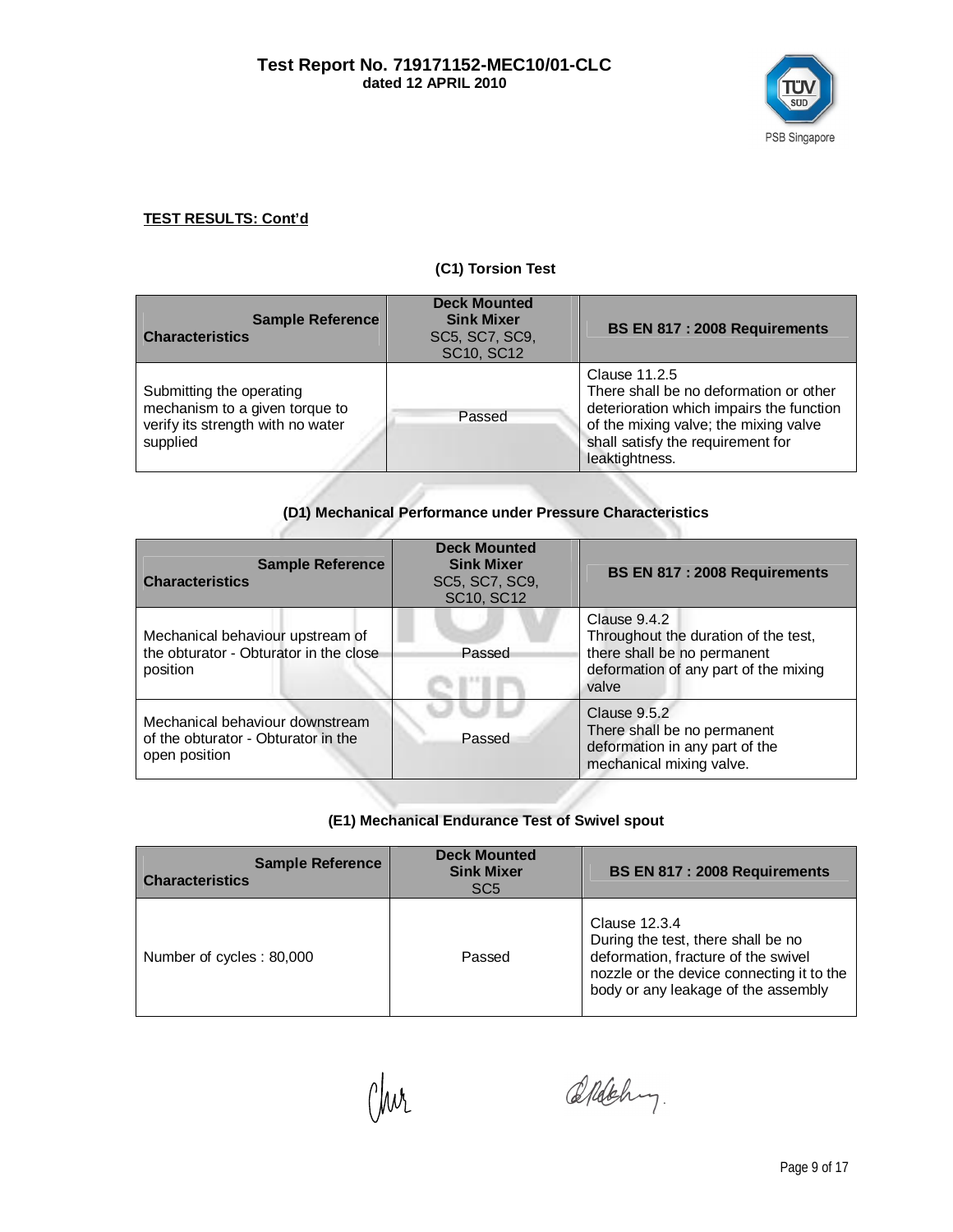**TEST RESULTS: Cont'd**

### (C1) Torsion Test

| Sample Reference / Characteristics | Deck Mounted Sink Mixer SC5, SC7, SC9, SC10, SC12 | BS EN 817 : 2008 Requirements |
|---|---|---|
| Submitting the operating mechanism to a given torque to verify its strength with no water supplied | Passed | Clause 11.2.5 There shall be no deformation or other deterioration which impairs the function of the mixing valve; the mixing valve shall satisfy the requirement for leaktightness. |

### (D1) Mechanical Performance under Pressure Characteristics

| Sample Reference / Characteristics | Deck Mounted Sink Mixer SC5, SC7, SC9, SC10, SC12 | BS EN 817 : 2008 Requirements |
|---|---|---|
| Mechanical behaviour upstream of the obturator - Obturator in the close position | Passed | Clause 9.4.2 Throughout the duration of the test, there shall be no permanent deformation of any part of the mixing valve |
| Mechanical behaviour downstream of the obturator - Obturator in the open position | Passed | Clause 9.5.2 There shall be no permanent deformation in any part of the mechanical mixing valve. |

### (E1) Mechanical Endurance Test of Swivel spout

| Sample Reference / Characteristics | Deck Mounted Sink Mixer SC5 | BS EN 817 : 2008 Requirements |
|---|---|---|
| Number of cycles : 80,000 | Passed | Clause 12.3.4 During the test, there shall be no deformation, fracture of the swivel nozzle or the device connecting it to the body or any leakage of the assembly |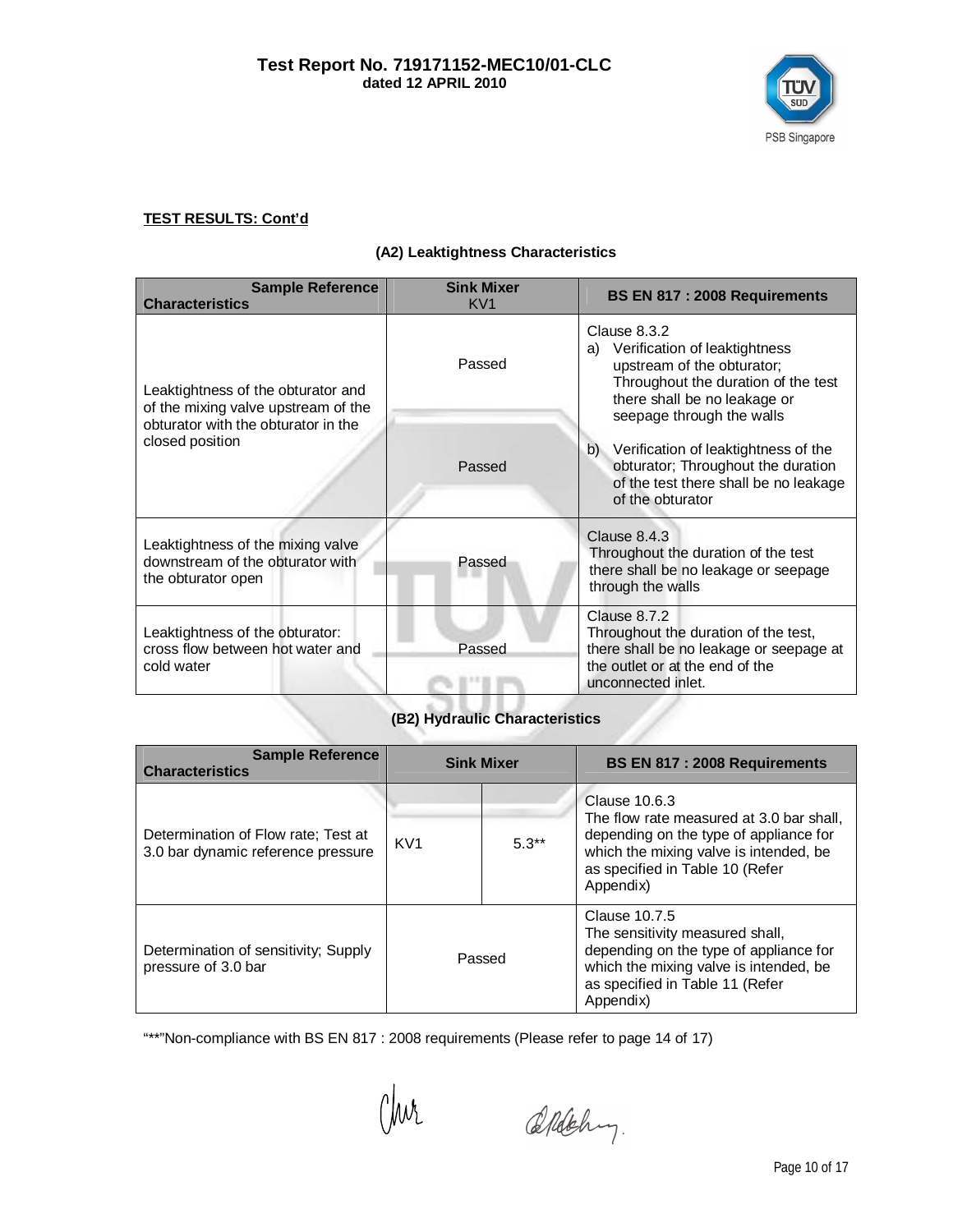**TEST RESULTS: Cont'd**

### (A2) Leaktightness Characteristics

| Sample Reference / Characteristics | Sink Mixer KV1 | BS EN 817 : 2008 Requirements |
|---|---|---|
| Leaktightness of the obturator and of the mixing valve upstream of the obturator with the obturator in the closed position | Passed | Clause 8.3.2<br>a) Verification of leaktightness upstream of the obturator; Throughout the duration of the test there shall be no leakage or seepage through the walls |
| | Passed | b) Verification of leaktightness of the obturator; Throughout the duration of the test there shall be no leakage of the obturator |
| Leaktightness of the mixing valve downstream of the obturator with the obturator open | Passed | Clause 8.4.3<br>Throughout the duration of the test there shall be no leakage or seepage through the walls |
| Leaktightness of the obturator: cross flow between hot water and cold water | Passed | Clause 8.7.2<br>Throughout the duration of the test, there shall be no leakage or seepage at the outlet or at the end of the unconnected inlet. |

### (B2) Hydraulic Characteristics

| Sample Reference / Characteristics | Sink Mixer | | BS EN 817 : 2008 Requirements |
|---|---|---|---|
| Determination of Flow rate; Test at 3.0 bar dynamic reference pressure | KV1 | 5.3** | Clause 10.6.3<br>The flow rate measured at 3.0 bar shall, depending on the type of appliance for which the mixing valve is intended, be as specified in Table 10 (Refer Appendix) |
| Determination of sensitivity; Supply pressure of 3.0 bar | Passed | | Clause 10.7.5<br>The sensitivity measured shall, depending on the type of appliance for which the mixing valve is intended, be as specified in Table 11 (Refer Appendix) |

"**"Non-compliance with BS EN 817 : 2008 requirements (Please refer to page 14 of 17)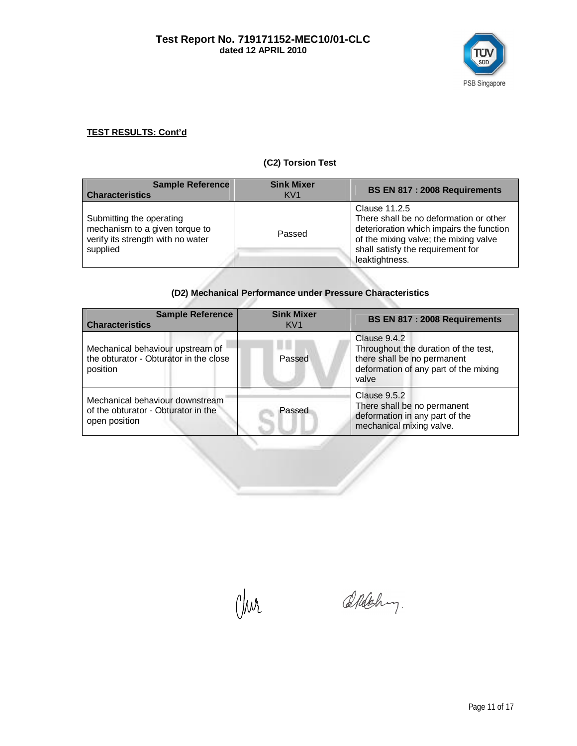**TEST RESULTS: Cont'd**

### (C2) Torsion Test

| Sample Reference / Characteristics | Sink Mixer KV1 | BS EN 817 : 2008 Requirements |
|---|---|---|
| Submitting the operating mechanism to a given torque to verify its strength with no water supplied | Passed | Clause 11.2.5 There shall be no deformation or other deterioration which impairs the function of the mixing valve; the mixing valve shall satisfy the requirement for leaktightness. |

### (D2) Mechanical Performance under Pressure Characteristics

| Sample Reference / Characteristics | Sink Mixer KV1 | BS EN 817 : 2008 Requirements |
|---|---|---|
| Mechanical behaviour upstream of the obturator - Obturator in the close position | Passed | Clause 9.4.2 Throughout the duration of the test, there shall be no permanent deformation of any part of the mixing valve |
| Mechanical behaviour downstream of the obturator - Obturator in the open position | Passed | Clause 9.5.2 There shall be no permanent deformation in any part of the mechanical mixing valve. |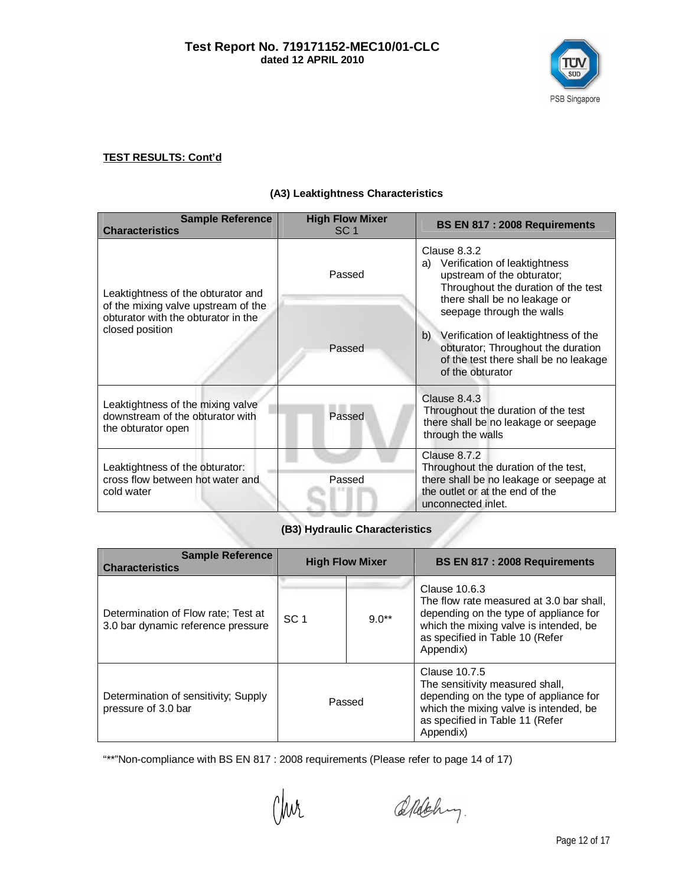**TEST RESULTS: Cont'd**

### (A3) Leaktightness Characteristics

| Sample Reference / Characteristics | High Flow Mixer SC 1 | BS EN 817 : 2008 Requirements |
|---|---|---|
| Leaktightness of the obturator and of the mixing valve upstream of the obturator with the obturator in the closed position | Passed | Clause 8.3.2<br>a) Verification of leaktightness upstream of the obturator; Throughout the duration of the test there shall be no leakage or seepage through the walls |
| | Passed | b) Verification of leaktightness of the obturator; Throughout the duration of the test there shall be no leakage of the obturator |
| Leaktightness of the mixing valve downstream of the obturator with the obturator open | Passed | Clause 8.4.3<br>Throughout the duration of the test there shall be no leakage or seepage through the walls |
| Leaktightness of the obturator: cross flow between hot water and cold water | Passed | Clause 8.7.2<br>Throughout the duration of the test, there shall be no leakage or seepage at the outlet or at the end of the unconnected inlet. |

### (B3) Hydraulic Characteristics

| Sample Reference / Characteristics | High Flow Mixer | | BS EN 817 : 2008 Requirements |
|---|---|---|---|
| Determination of Flow rate; Test at 3.0 bar dynamic reference pressure | SC 1 | 9.0** | Clause 10.6.3<br>The flow rate measured at 3.0 bar shall, depending on the type of appliance for which the mixing valve is intended, be as specified in Table 10 (Refer Appendix) |
| Determination of sensitivity; Supply pressure of 3.0 bar | Passed | | Clause 10.7.5<br>The sensitivity measured shall, depending on the type of appliance for which the mixing valve is intended, be as specified in Table 11 (Refer Appendix) |

"**"Non-compliance with BS EN 817 : 2008 requirements (Please refer to page 14 of 17)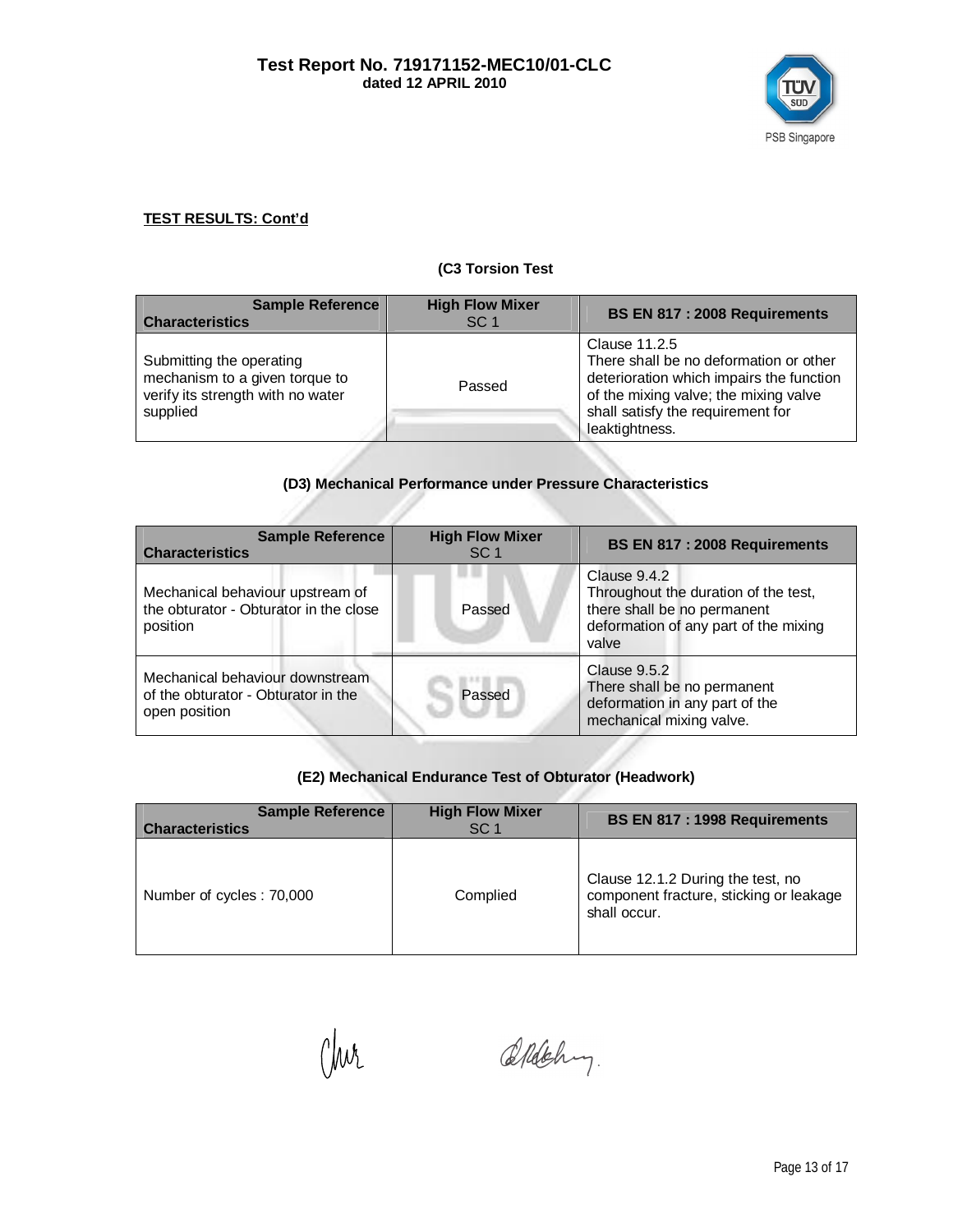**TEST RESULTS: Cont'd**

**(C3 Torsion Test**

| Sample Reference<br>Characteristics | High Flow Mixer<br>SC 1 | BS EN 817 : 2008 Requirements |
|---|---|---|
| Submitting the operating mechanism to a given torque to verify its strength with no water supplied | Passed | Clause 11.2.5<br>There shall be no deformation or other deterioration which impairs the function of the mixing valve; the mixing valve shall satisfy the requirement for leaktightness. |

**(D3) Mechanical Performance under Pressure Characteristics**

| Sample Reference<br>Characteristics | High Flow Mixer<br>SC 1 | BS EN 817 : 2008 Requirements |
|---|---|---|
| Mechanical behaviour upstream of the obturator - Obturator in the close position | Passed | Clause 9.4.2<br>Throughout the duration of the test, there shall be no permanent deformation of any part of the mixing valve |
| Mechanical behaviour downstream of the obturator - Obturator in the open position | Passed | Clause 9.5.2<br>There shall be no permanent deformation in any part of the mechanical mixing valve. |

**(E2) Mechanical Endurance Test of Obturator (Headwork)**

| Sample Reference<br>Characteristics | High Flow Mixer<br>SC 1 | BS EN 817 : 1998 Requirements |
|---|---|---|
| Number of cycles : 70,000 | Complied | Clause 12.1.2 During the test, no component fracture, sticking or leakage shall occur. |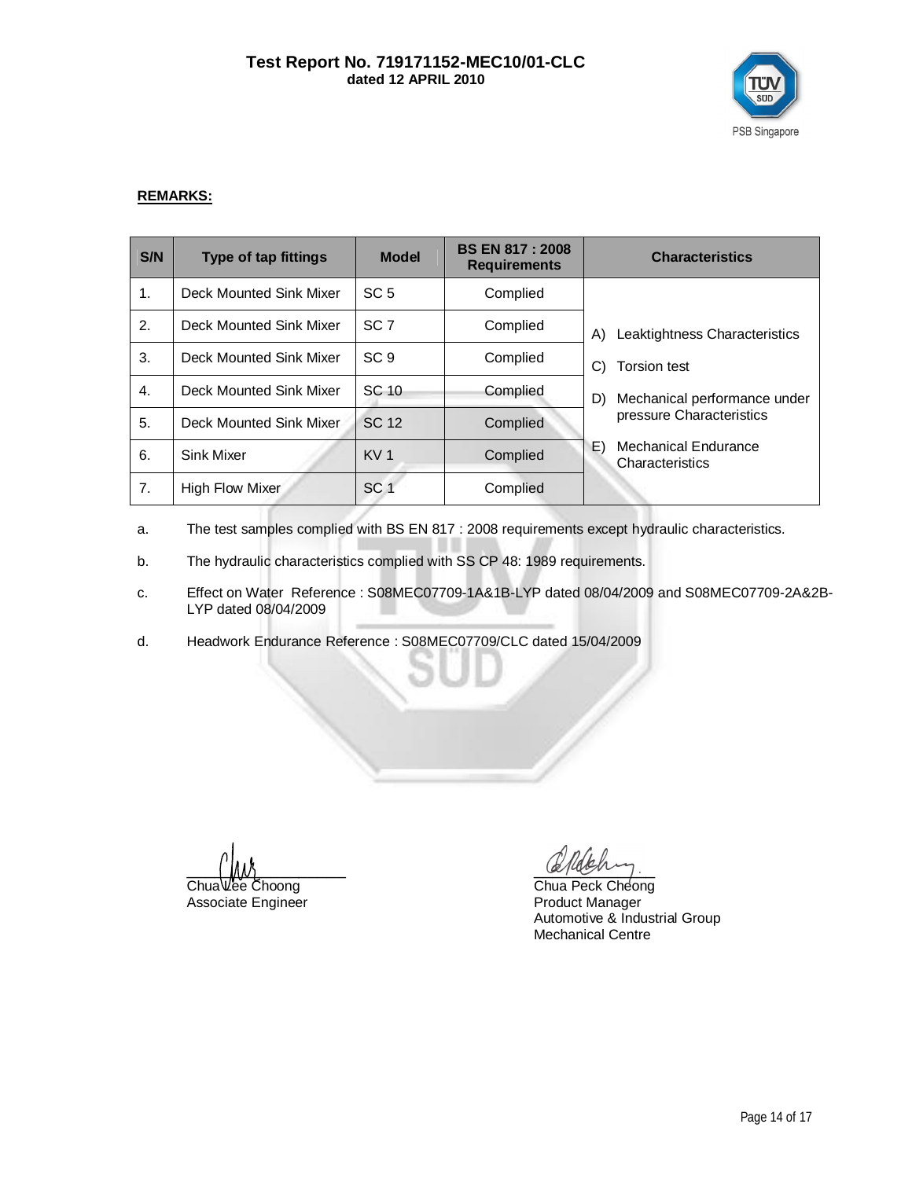**REMARKS:**

| S/N | Type of tap fittings | Model | BS EN 817 : 2008 Requirements | Characteristics |
|---|---|---|---|---|
| 1. | Deck Mounted Sink Mixer | SC 5 | Complied | A) Leaktightness Characteristics<br>C) Torsion test<br>D) Mechanical performance under pressure Characteristics<br>E) Mechanical Endurance Characteristics |
| 2. | Deck Mounted Sink Mixer | SC 7 | Complied | |
| 3. | Deck Mounted Sink Mixer | SC 9 | Complied | |
| 4. | Deck Mounted Sink Mixer | SC 10 | Complied | |
| 5. | Deck Mounted Sink Mixer | SC 12 | Complied | |
| 6. | Sink Mixer | KV 1 | Complied | |
| 7. | High Flow Mixer | SC 1 | Complied | |

a. The test samples complied with BS EN 817 : 2008 requirements except hydraulic characteristics.

b. The hydraulic characteristics complied with SS CP 48: 1989 requirements.

c. Effect on Water Reference : S08MEC07709-1A&1B-LYP dated 08/04/2009 and S08MEC07709-2A&2B-LYP dated 08/04/2009

d. Headwork Endurance Reference : S08MEC07709/CLC dated 15/04/2009

Chua Lee Choong
Associate Engineer

Chua Peck Cheong
Product Manager
Automotive & Industrial Group
Mechanical Centre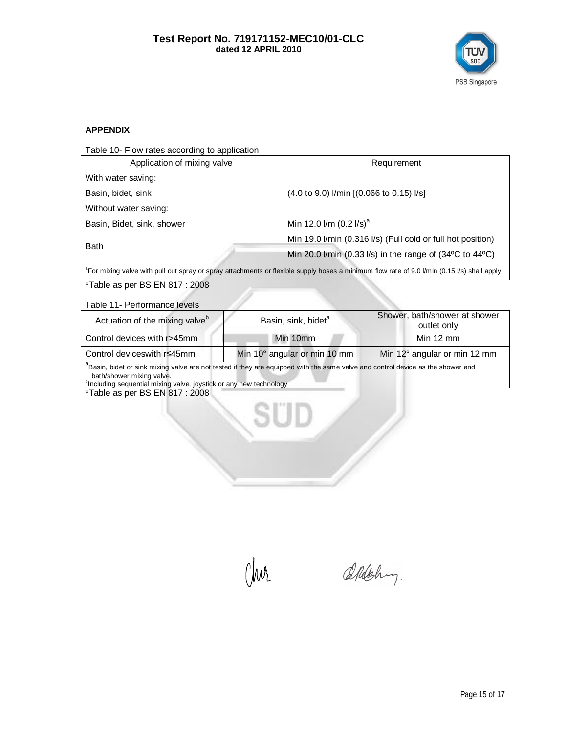## APPENDIX

Table 10- Flow rates according to application

| Application of mixing valve | Requirement |
|---|---|
| With water saving: | |
| Basin, bidet, sink | (4.0 to 9.0) l/min [(0.066 to 0.15) l/s] |
| Without water saving: | |
| Basin, Bidet, sink, shower | Min 12.0 l/m (0.2 l/s)[a] |
| Bath | Min 19.0 l/min (0.316 l/s) (Full cold or full hot position) |
| | Min 20.0 l/min (0.33 l/s) in the range of (34ºC to 44ºC) |

[a]For mixing valve with pull out spray or spray attachments or flexible supply hoses a minimum flow rate of 9.0 l/min (0.15 l/s) shall apply

*Table as per BS EN 817 : 2008

Table 11- Performance levels

| Actuation of the mixing valve[b] | Basin, sink, bidet[a] | Shower, bath/shower at shower outlet only |
|---|---|---|
| Control devices with r>45mm | Min 10mm | Min 12 mm |
| Control deviceswith r≤45mm | Min 10° angular or min 10 mm | Min 12° angular or min 12 mm |

[a]Basin, bidet or sink mixing valve are not tested if they are equipped with the same valve and control device as the shower and bath/shower mixing valve.
[b]Including sequential mixing valve, joystick or any new technology

*Table as per BS EN 817 : 2008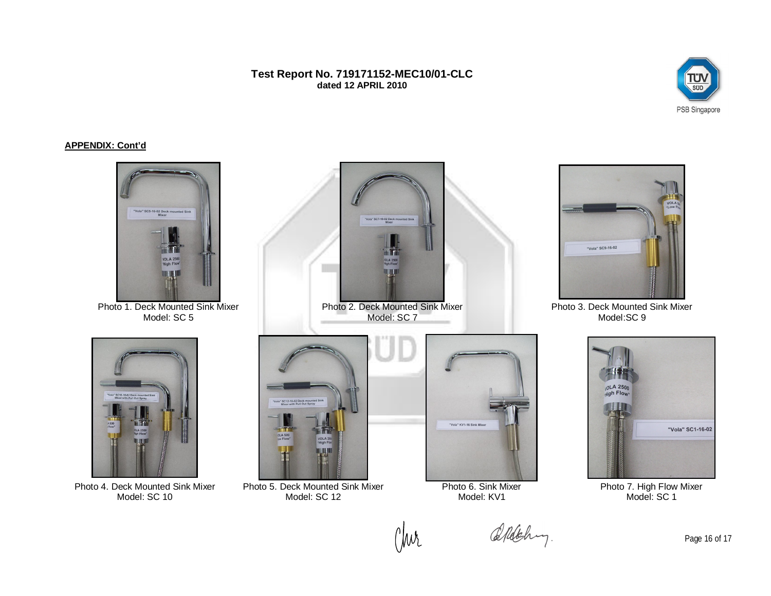**APPENDIX: Cont'd**

Photo 1. Deck Mounted Sink Mixer
Model: SC 5

Photo 2. Deck Mounted Sink Mixer
Model: SC 7

Photo 3. Deck Mounted Sink Mixer
Model:SC 9

Photo 4. Deck Mounted Sink Mixer
Model: SC 10

Photo 5. Deck Mounted Sink Mixer
Model: SC 12

Photo 6. Sink Mixer
Model: KV1

Photo 7. High Flow Mixer
Model: SC 1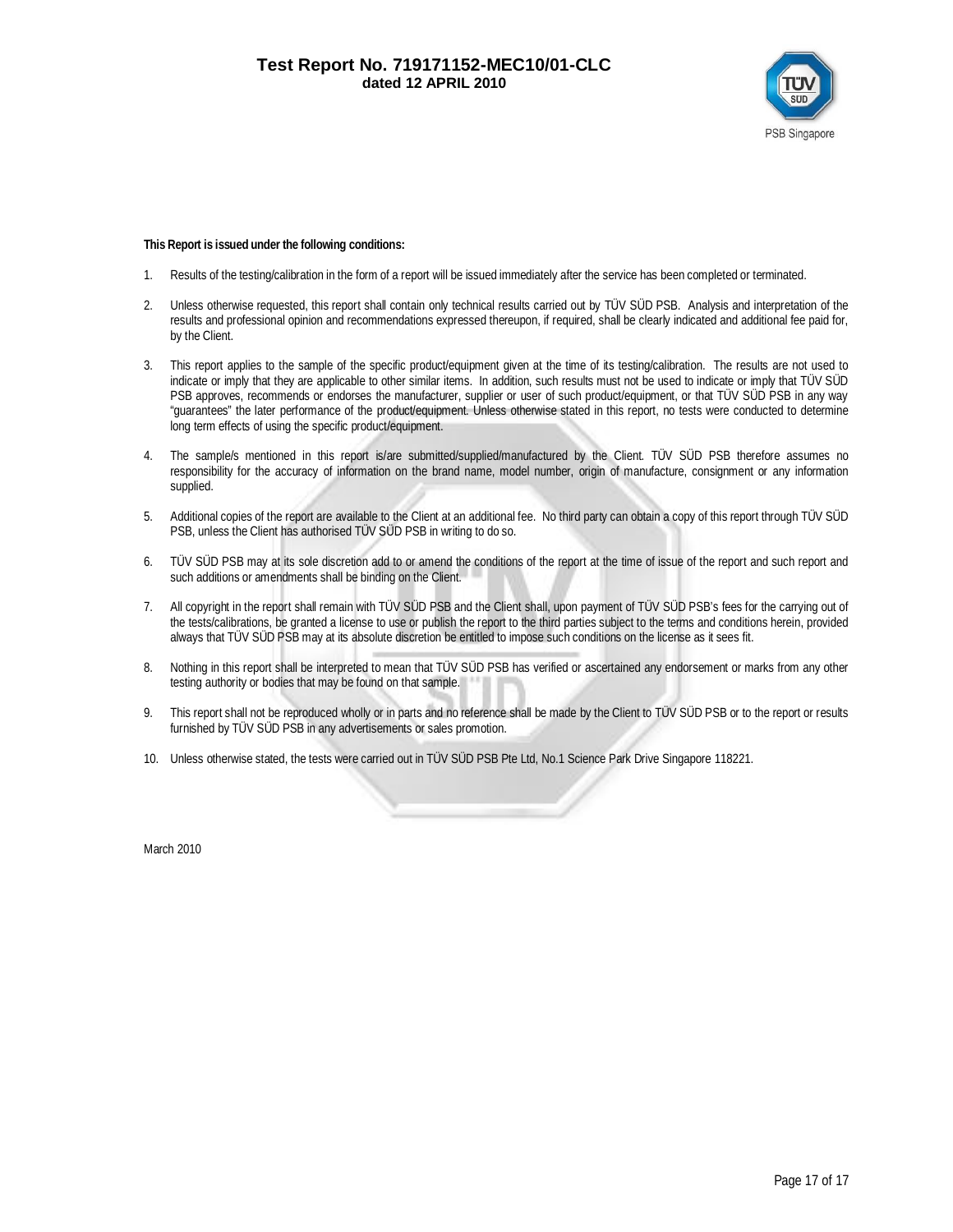**This Report is issued under the following conditions:**

1. Results of the testing/calibration in the form of a report will be issued immediately after the service has been completed or terminated.

2. Unless otherwise requested, this report shall contain only technical results carried out by TÜV SÜD PSB. Analysis and interpretation of the results and professional opinion and recommendations expressed thereupon, if required, shall be clearly indicated and additional fee paid for, by the Client.

3. This report applies to the sample of the specific product/equipment given at the time of its testing/calibration. The results are not used to indicate or imply that they are applicable to other similar items. In addition, such results must not be used to indicate or imply that TÜV SÜD PSB approves, recommends or endorses the manufacturer, supplier or user of such product/equipment, or that TÜV SÜD PSB in any way "guarantees" the later performance of the product/equipment. Unless otherwise stated in this report, no tests were conducted to determine long term effects of using the specific product/equipment.

4. The sample/s mentioned in this report is/are submitted/supplied/manufactured by the Client. TÜV SÜD PSB therefore assumes no responsibility for the accuracy of information on the brand name, model number, origin of manufacture, consignment or any information supplied.

5. Additional copies of the report are available to the Client at an additional fee. No third party can obtain a copy of this report through TÜV SÜD PSB, unless the Client has authorised TÜV SÜD PSB in writing to do so.

6. TÜV SÜD PSB may at its sole discretion add to or amend the conditions of the report at the time of issue of the report and such report and such additions or amendments shall be binding on the Client.

7. All copyright in the report shall remain with TÜV SÜD PSB and the Client shall, upon payment of TÜV SÜD PSB's fees for the carrying out of the tests/calibrations, be granted a license to use or publish the report to the third parties subject to the terms and conditions herein, provided always that TÜV SÜD PSB may at its absolute discretion be entitled to impose such conditions on the license as it sees fit.

8. Nothing in this report shall be interpreted to mean that TÜV SÜD PSB has verified or ascertained any endorsement or marks from any other testing authority or bodies that may be found on that sample.

9. This report shall not be reproduced wholly or in parts and no reference shall be made by the Client to TÜV SÜD PSB or to the report or results furnished by TÜV SÜD PSB in any advertisements or sales promotion.

10. Unless otherwise stated, the tests were carried out in TÜV SÜD PSB Pte Ltd, No.1 Science Park Drive Singapore 118221.

March 2010